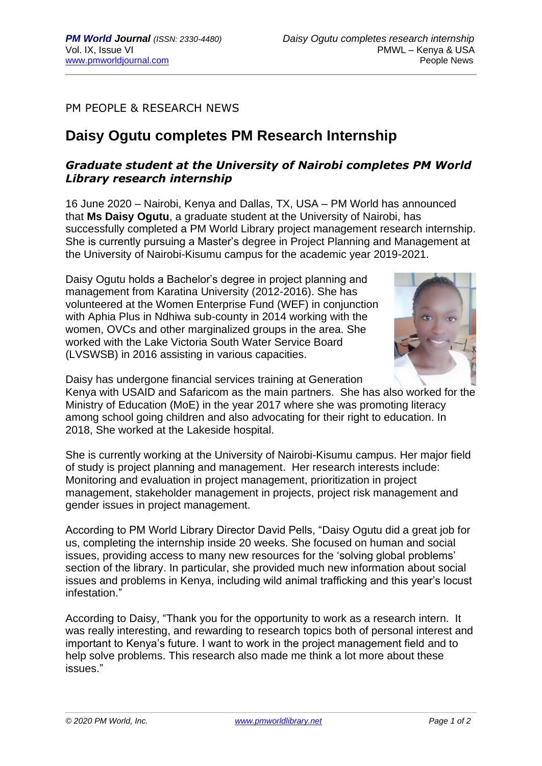PM PEOPLE & RESEARCH NEWS

# Daisy Ogutu completes PM Research Internship

## *Graduate student at the University of Nairobi completes PM World Library research internship*

16 June 2020 – Nairobi, Kenya and Dallas, TX, USA – PM World has announced that **Ms Daisy Ogutu**, a graduate student at the University of Nairobi, has successfully completed a PM World Library project management research internship. She is currently pursuing a Master's degree in Project Planning and Management at the University of Nairobi-Kisumu campus for the academic year 2019-2021.

Daisy Ogutu holds a Bachelor's degree in project planning and management from Karatina University (2012-2016). She has volunteered at the Women Enterprise Fund (WEF) in conjunction with Aphia Plus in Ndhiwa sub-county in 2014 working with the women, OVCs and other marginalized groups in the area. She worked with the Lake Victoria South Water Service Board (LVSWSB) in 2016 assisting in various capacities.

Daisy has undergone financial services training at Generation Kenya with USAID and Safaricom as the main partners. She has also worked for the Ministry of Education (MoE) in the year 2017 where she was promoting literacy among school going children and also advocating for their right to education. In 2018, She worked at the Lakeside hospital.

She is currently working at the University of Nairobi-Kisumu campus. Her major field of study is project planning and management. Her research interests include: Monitoring and evaluation in project management, prioritization in project management, stakeholder management in projects, project risk management and gender issues in project management.

According to PM World Library Director David Pells, "Daisy Ogutu did a great job for us, completing the internship inside 20 weeks. She focused on human and social issues, providing access to many new resources for the 'solving global problems' section of the library. In particular, she provided much new information about social issues and problems in Kenya, including wild animal trafficking and this year's locust infestation."

According to Daisy, "Thank you for the opportunity to work as a research intern. It was really interesting, and rewarding to research topics both of personal interest and important to Kenya's future. I want to work in the project management field and to help solve problems. This research also made me think a lot more about these issues."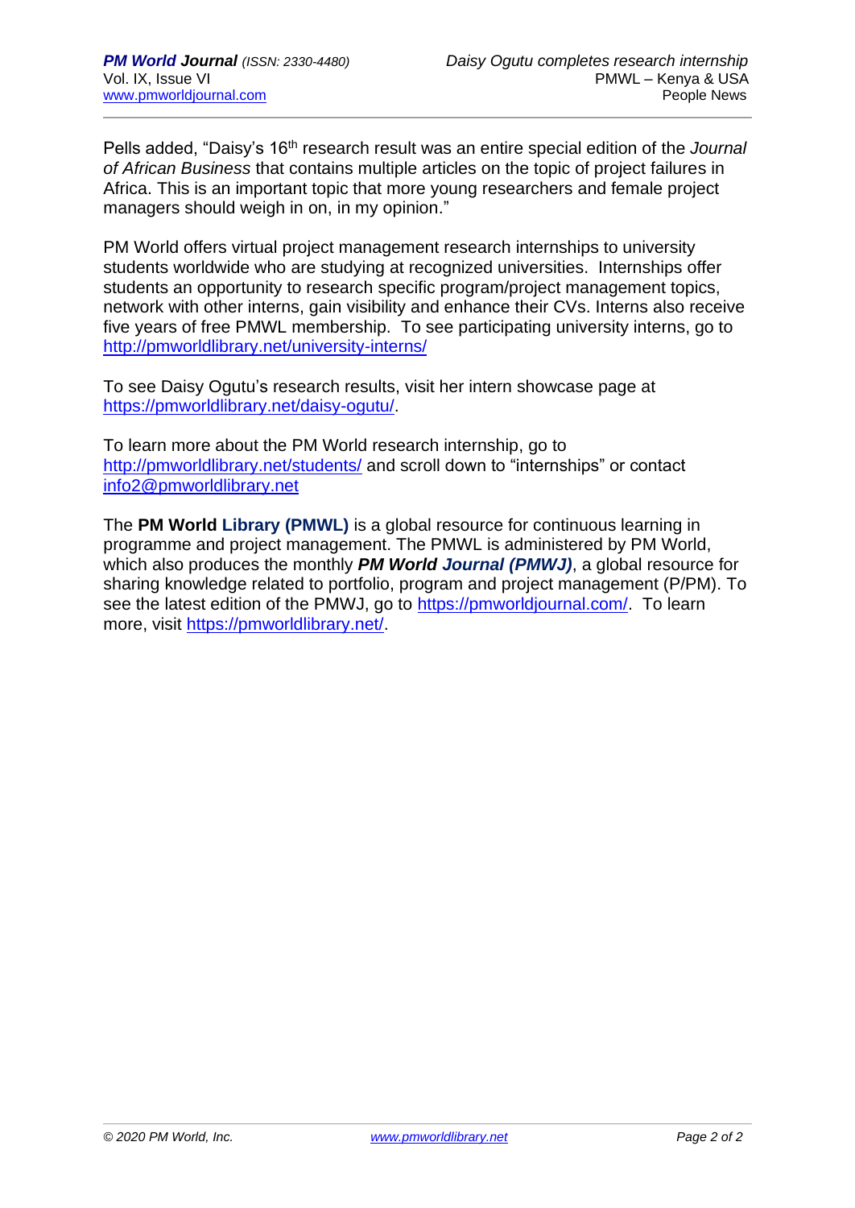Pells added, "Daisy's 16th research result was an entire special edition of the *Journal of African Business* that contains multiple articles on the topic of project failures in Africa. This is an important topic that more young researchers and female project managers should weigh in on, in my opinion."

PM World offers virtual project management research internships to university students worldwide who are studying at recognized universities. Internships offer students an opportunity to research specific program/project management topics, network with other interns, gain visibility and enhance their CVs. Interns also receive five years of free PMWL membership. To see participating university interns, go to http://pmworldlibrary.net/university-interns/

To see Daisy Ogutu's research results, visit her intern showcase page at https://pmworldlibrary.net/daisy-ogutu/.

To learn more about the PM World research internship, go to http://pmworldlibrary.net/students/ and scroll down to "internships" or contact info2@pmworldlibrary.net

The **PM World Library (PMWL)** is a global resource for continuous learning in programme and project management. The PMWL is administered by PM World, which also produces the monthly ***PM World Journal (PMWJ)***, a global resource for sharing knowledge related to portfolio, program and project management (P/PM). To see the latest edition of the PMWJ, go to https://pmworldjournal.com/. To learn more, visit https://pmworldlibrary.net/.